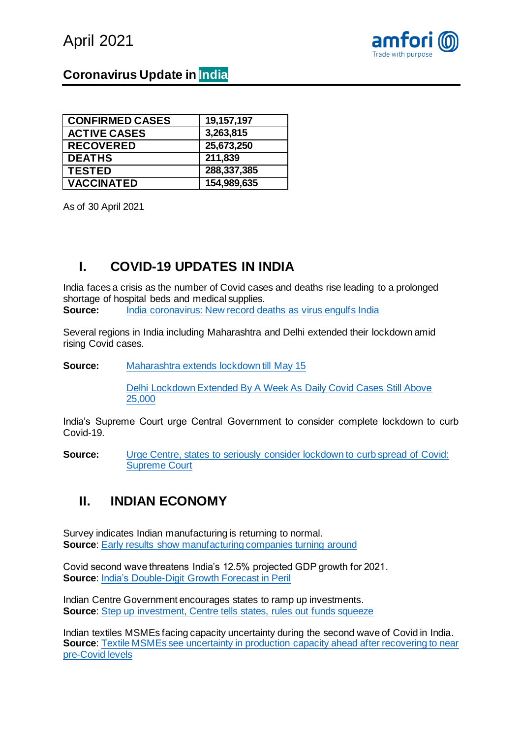April 2021

# Coronavirus Update in India

| CONFIRMED CASES | 19,157,197 |
|---|---|
| ACTIVE CASES | 3,263,815 |
| RECOVERED | 25,673,250 |
| DEATHS | 211,839 |
| TESTED | 288,337,385 |
| VACCINATED | 154,989,635 |

As of 30 April 2021

## I. COVID-19 UPDATES IN INDIA

India faces a crisis as the number of Covid cases and deaths rise leading to a prolonged shortage of hospital beds and medical supplies.
**Source:** India coronavirus: New record deaths as virus engulfs India

Several regions in India including Maharashtra and Delhi extended their lockdown amid rising Covid cases.

**Source:** Maharashtra extends lockdown till May 15

Delhi Lockdown Extended By A Week As Daily Covid Cases Still Above 25,000

India's Supreme Court urge Central Government to consider complete lockdown to curb Covid-19.

**Source:** Urge Centre, states to seriously consider lockdown to curb spread of Covid: Supreme Court

## II. INDIAN ECONOMY

Survey indicates Indian manufacturing is returning to normal.
**Source**: Early results show manufacturing companies turning around

Covid second wave threatens India's 12.5% projected GDP growth for 2021.
**Source**: India's Double-Digit Growth Forecast in Peril

Indian Centre Government encourages states to ramp up investments.
**Source**: Step up investment, Centre tells states, rules out funds squeeze

Indian textiles MSMEs facing capacity uncertainty during the second wave of Covid in India.
**Source**: Textile MSMEs see uncertainty in production capacity ahead after recovering to near pre-Covid levels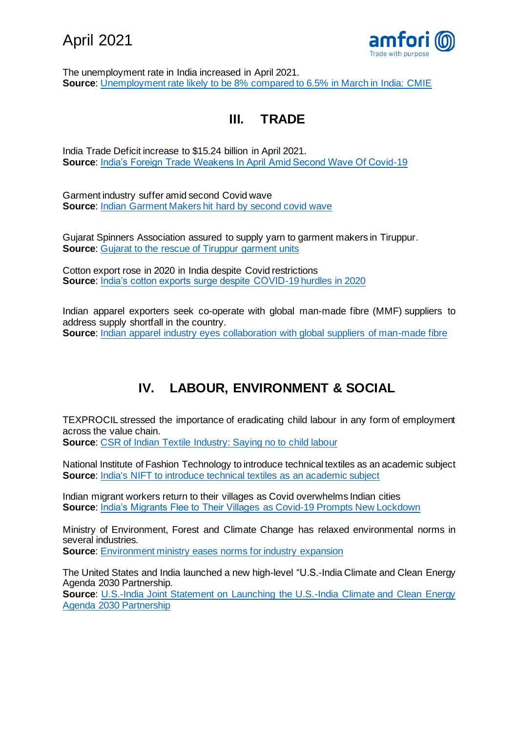The unemployment rate in India increased in April 2021.
**Source**: Unemployment rate likely to be 8% compared to 6.5% in March in India: CMIE

## III. TRADE

India Trade Deficit increase to $15.24 billion in April 2021.
**Source**: India's Foreign Trade Weakens In April Amid Second Wave Of Covid-19

Garment industry suffer amid second Covid wave
**Source**: Indian Garment Makers hit hard by second covid wave

Gujarat Spinners Association assured to supply yarn to garment makers in Tiruppur.
**Source**: Gujarat to the rescue of Tiruppur garment units

Cotton export rose in 2020 in India despite Covid restrictions
**Source**: India's cotton exports surge despite COVID-19 hurdles in 2020

Indian apparel exporters seek co-operate with global man-made fibre (MMF) suppliers to address supply shortfall in the country.
**Source**: Indian apparel industry eyes collaboration with global suppliers of man-made fibre

## IV. LABOUR, ENVIRONMENT & SOCIAL

TEXPROCIL stressed the importance of eradicating child labour in any form of employment across the value chain.
**Source**: CSR of Indian Textile Industry: Saying no to child labour

National Institute of Fashion Technology to introduce technical textiles as an academic subject
**Source**: India's NIFT to introduce technical textiles as an academic subject

Indian migrant workers return to their villages as Covid overwhelms Indian cities
**Source**: India's Migrants Flee to Their Villages as Covid-19 Prompts New Lockdown

Ministry of Environment, Forest and Climate Change has relaxed environmental norms in several industries.
**Source**: Environment ministry eases norms for industry expansion

The United States and India launched a new high-level "U.S.-India Climate and Clean Energy Agenda 2030 Partnership.
**Source**: U.S.-India Joint Statement on Launching the U.S.-India Climate and Clean Energy Agenda 2030 Partnership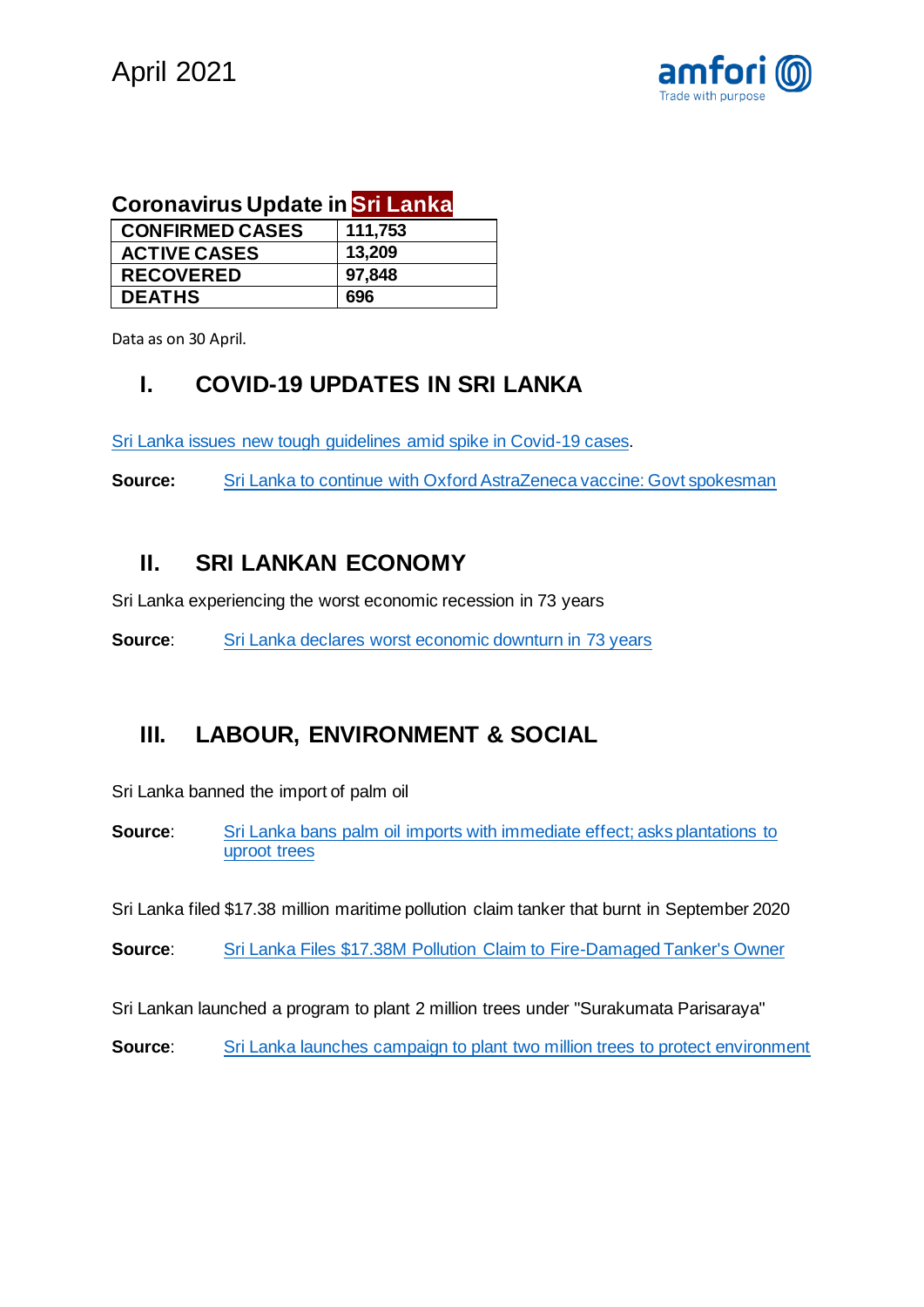April 2021

### Coronavirus Update in Sri Lanka

| | |
|---|---|
| **CONFIRMED CASES** | **111,753** |
| **ACTIVE CASES** | **13,209** |
| **RECOVERED** | **97,848** |
| **DEATHS** | **696** |

Data as on 30 April.

## I. COVID-19 UPDATES IN SRI LANKA

Sri Lanka issues new tough guidelines amid spike in Covid-19 cases.

**Source:** Sri Lanka to continue with Oxford AstraZeneca vaccine: Govt spokesman

## II. SRI LANKAN ECONOMY

Sri Lanka experiencing the worst economic recession in 73 years

**Source**: Sri Lanka declares worst economic downturn in 73 years

## III. LABOUR, ENVIRONMENT & SOCIAL

Sri Lanka banned the import of palm oil

**Source**: Sri Lanka bans palm oil imports with immediate effect; asks plantations to uproot trees

Sri Lanka filed $17.38 million maritime pollution claim tanker that burnt in September 2020

**Source**: Sri Lanka Files $17.38M Pollution Claim to Fire-Damaged Tanker's Owner

Sri Lankan launched a program to plant 2 million trees under "Surakumata Parisaraya"

**Source**: Sri Lanka launches campaign to plant two million trees to protect environment